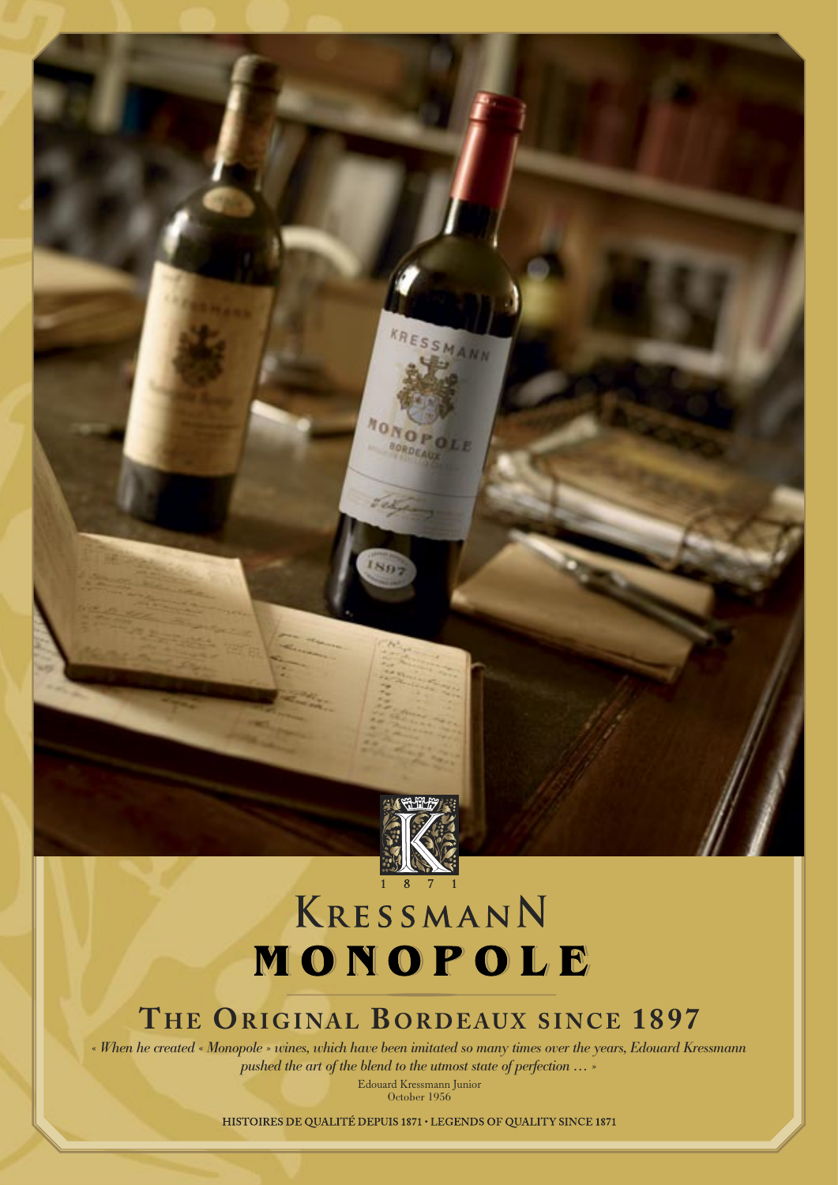1871

# KRESSMANN MONOPOLE

## THE ORIGINAL BORDEAUX SINCE 1897

*« When he created « Monopole » wines, which have been imitated so many times over the years, Edouard Kressmann pushed the art of the blend to the utmost state of perfection … »*

Edouard Kressmann Junior
October 1956

HISTOIRES DE QUALITÉ DEPUIS 1871 • LEGENDS OF QUALITY SINCE 1871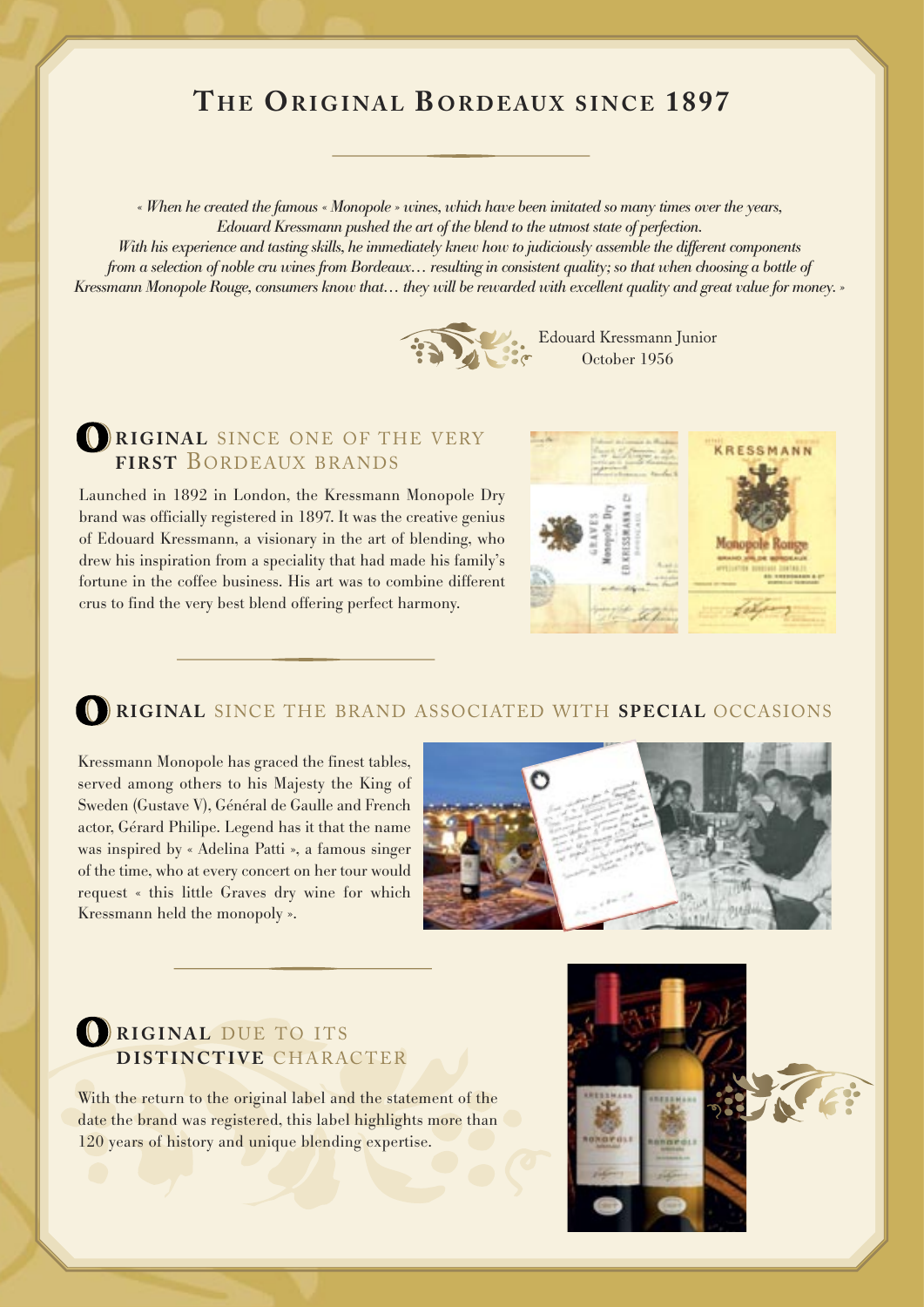# The Original Bordeaux since 1897

*« When he created the famous « Monopole » wines, which have been imitated so many times over the years, Edouard Kressmann pushed the art of the blend to the utmost state of perfection. With his experience and tasting skills, he immediately knew how to judiciously assemble the different components from a selection of noble cru wines from Bordeaux… resulting in consistent quality; so that when choosing a bottle of Kressmann Monopole Rouge, consumers know that… they will be rewarded with excellent quality and great value for money. »*

Edouard Kressmann Junior
October 1956

## Original since one of the very first Bordeaux brands

Launched in 1892 in London, the Kressmann Monopole Dry brand was officially registered in 1897. It was the creative genius of Edouard Kressmann, a visionary in the art of blending, who drew his inspiration from a speciality that had made his family's fortune in the coffee business. His art was to combine different crus to find the very best blend offering perfect harmony.

## Original since the brand associated with special occasions

Kressmann Monopole has graced the finest tables, served among others to his Majesty the King of Sweden (Gustave V), Général de Gaulle and French actor, Gérard Philipe. Legend has it that the name was inspired by « Adelina Patti », a famous singer of the time, who at every concert on her tour would request « this little Graves dry wine for which Kressmann held the monopoly ».

## Original due to its distinctive character

With the return to the original label and the statement of the date the brand was registered, this label highlights more than 120 years of history and unique blending expertise.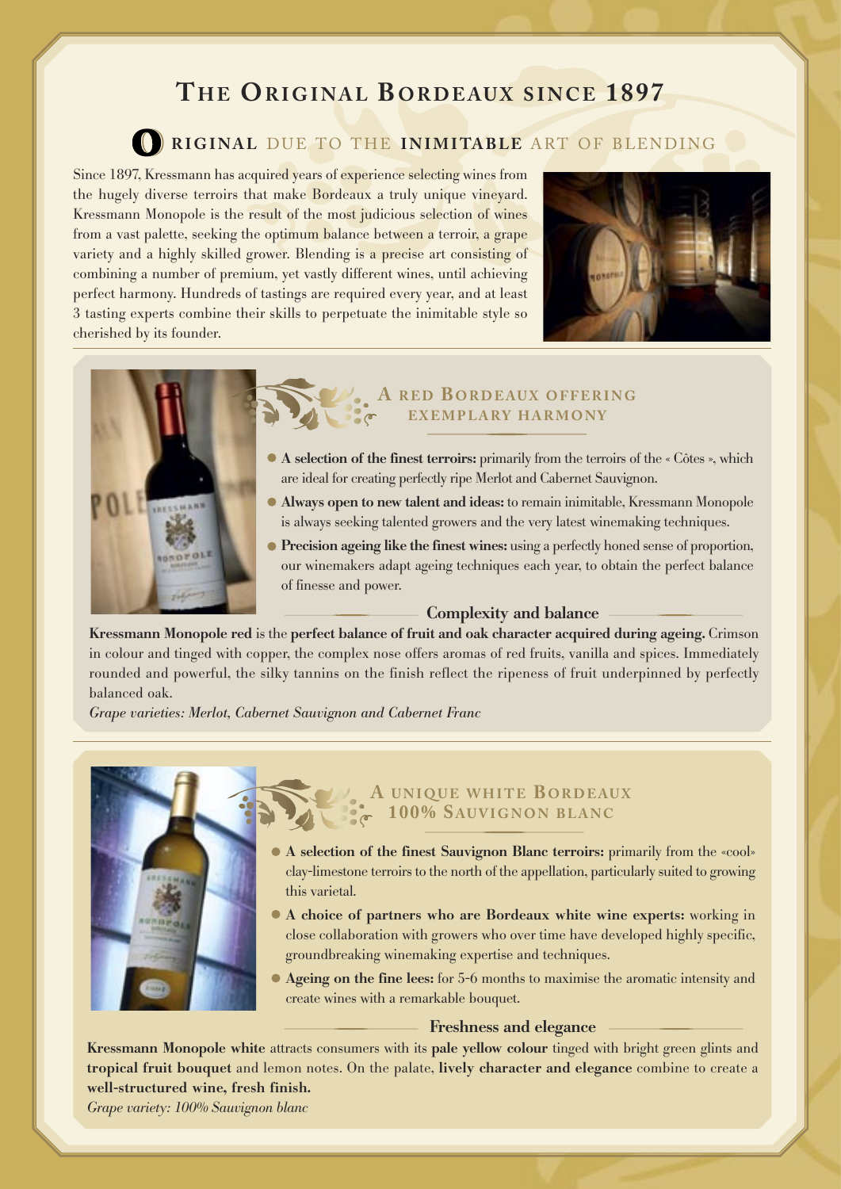# The Original Bordeaux since 1897

## Original due to the inimitable art of blending

Since 1897, Kressmann has acquired years of experience selecting wines from the hugely diverse terroirs that make Bordeaux a truly unique vineyard. Kressmann Monopole is the result of the most judicious selection of wines from a vast palette, seeking the optimum balance between a terroir, a grape variety and a highly skilled grower. Blending is a precise art consisting of combining a number of premium, yet vastly different wines, until achieving perfect harmony. Hundreds of tastings are required every year, and at least 3 tasting experts combine their skills to perpetuate the inimitable style so cherished by its founder.

## A red Bordeaux offering exemplary harmony

- **A selection of the finest terroirs:** primarily from the terroirs of the « Côtes », which are ideal for creating perfectly ripe Merlot and Cabernet Sauvignon.
- **Always open to new talent and ideas:** to remain inimitable, Kressmann Monopole is always seeking talented growers and the very latest winemaking techniques.
- **Precision ageing like the finest wines:** using a perfectly honed sense of proportion, our winemakers adapt ageing techniques each year, to obtain the perfect balance of finesse and power.

### Complexity and balance

**Kressmann Monopole red** is the **perfect balance of fruit and oak character acquired during ageing.** Crimson in colour and tinged with copper, the complex nose offers aromas of red fruits, vanilla and spices. Immediately rounded and powerful, the silky tannins on the finish reflect the ripeness of fruit underpinned by perfectly balanced oak.

*Grape varieties: Merlot, Cabernet Sauvignon and Cabernet Franc*

## A unique white Bordeaux 100% Sauvignon blanc

- **A selection of the finest Sauvignon Blanc terroirs:** primarily from the «cool» clay-limestone terroirs to the north of the appellation, particularly suited to growing this varietal.
- **A choice of partners who are Bordeaux white wine experts:** working in close collaboration with growers who over time have developed highly specific, groundbreaking winemaking expertise and techniques.
- **Ageing on the fine lees:** for 5-6 months to maximise the aromatic intensity and create wines with a remarkable bouquet.

### Freshness and elegance

**Kressmann Monopole white** attracts consumers with its **pale yellow colour** tinged with bright green glints and **tropical fruit bouquet** and lemon notes. On the palate, **lively character and elegance** combine to create a **well-structured wine, fresh finish.**

*Grape variety: 100% Sauvignon blanc*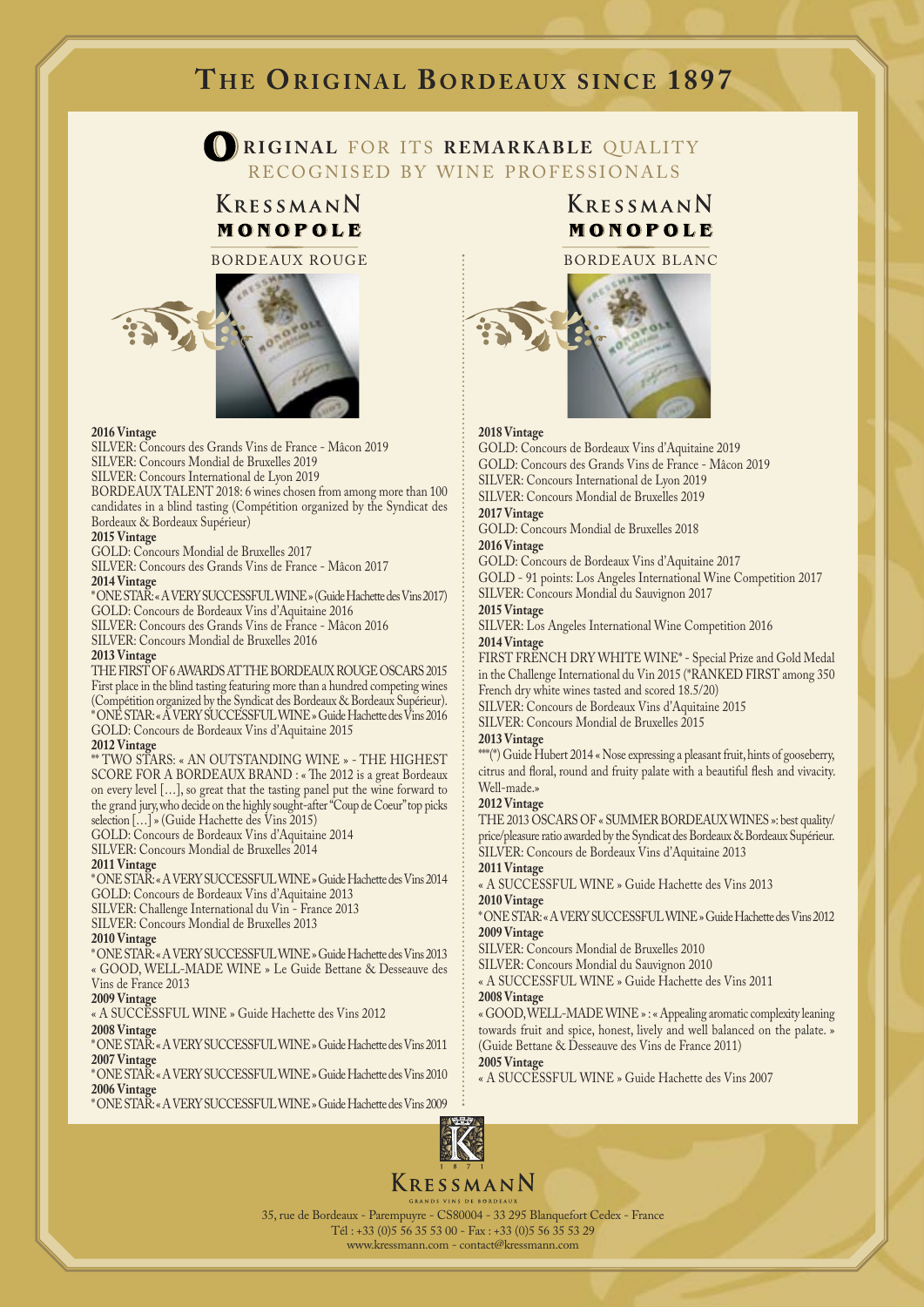# The Original Bordeaux since 1897

## Original for its remarkable quality recognised by wine professionals

### Kressmann Monopole

Bordeaux Rouge

**2016 Vintage**
SILVER: Concours des Grands Vins de France - Mâcon 2019
SILVER: Concours Mondial de Bruxelles 2019
SILVER: Concours International de Lyon 2019
BORDEAUX TALENT 2018: 6 wines chosen from among more than 100 candidates in a blind tasting (Compétition organized by the Syndicat des Bordeaux & Bordeaux Supérieur)

**2015 Vintage**
GOLD: Concours Mondial de Bruxelles 2017
SILVER: Concours des Grands Vins de France - Mâcon 2017

**2014 Vintage**
* ONE STAR: « A VERY SUCCESSFUL WINE » (Guide Hachette des Vins 2017)
GOLD: Concours de Bordeaux Vins d'Aquitaine 2016
SILVER: Concours des Grands Vins de France - Mâcon 2016
SILVER: Concours Mondial de Bruxelles 2016

**2013 Vintage**
THE FIRST OF 6 AWARDS AT THE BORDEAUX ROUGE OSCARS 2015
First place in the blind tasting featuring more than a hundred competing wines (Compétition organized by the Syndicat des Bordeaux & Bordeaux Supérieur).
* ONE STAR: « A VERY SUCCESSFUL WINE » Guide Hachette des Vins 2016
GOLD: Concours de Bordeaux Vins d'Aquitaine 2015

**2012 Vintage**
** TWO STARS: « AN OUTSTANDING WINE » - THE HIGHEST SCORE FOR A BORDEAUX BRAND : « The 2012 is a great Bordeaux on every level […], so great that the tasting panel put the wine forward to the grand jury, who decide on the highly sought-after "Coup de Coeur" top picks selection […] » (Guide Hachette des Vins 2015)
GOLD: Concours de Bordeaux Vins d'Aquitaine 2014
SILVER: Concours Mondial de Bruxelles 2014

**2011 Vintage**
* ONE STAR: « A VERY SUCCESSFUL WINE » Guide Hachette des Vins 2014
GOLD: Concours de Bordeaux Vins d'Aquitaine 2013
SILVER: Challenge International du Vin - France 2013
SILVER: Concours Mondial de Bruxelles 2013

**2010 Vintage**
* ONE STAR: « A VERY SUCCESSFUL WINE » Guide Hachette des Vins 2013
« GOOD, WELL-MADE WINE » Le Guide Bettane & Desseauve des Vins de France 2013

**2009 Vintage**
« A SUCCESSFUL WINE » Guide Hachette des Vins 2012

**2008 Vintage**
* ONE STAR: « A VERY SUCCESSFUL WINE » Guide Hachette des Vins 2011

**2007 Vintage**
* ONE STAR: « A VERY SUCCESSFUL WINE » Guide Hachette des Vins 2010

**2006 Vintage**
* ONE STAR: « A VERY SUCCESSFUL WINE » Guide Hachette des Vins 2009

### Kressmann Monopole

Bordeaux Blanc

**2018 Vintage**
GOLD: Concours de Bordeaux Vins d'Aquitaine 2019
GOLD: Concours des Grands Vins de France - Mâcon 2019
SILVER: Concours International de Lyon 2019
SILVER: Concours Mondial de Bruxelles 2019

**2017 Vintage**
GOLD: Concours Mondial de Bruxelles 2018

**2016 Vintage**
GOLD: Concours de Bordeaux Vins d'Aquitaine 2017
GOLD - 91 points: Los Angeles International Wine Competition 2017
SILVER: Concours Mondial du Sauvignon 2017

**2015 Vintage**
SILVER: Los Angeles International Wine Competition 2016

**2014 Vintage**
FIRST FRENCH DRY WHITE WINE* - Special Prize and Gold Medal in the Challenge International du Vin 2015 (*RANKED FIRST among 350 French dry white wines tasted and scored 18.5/20)
SILVER: Concours de Bordeaux Vins d'Aquitaine 2015
SILVER: Concours Mondial de Bruxelles 2015

**2013 Vintage**
***(*) Guide Hubert 2014 « Nose expressing a pleasant fruit, hints of gooseberry, citrus and floral, round and fruity palate with a beautiful flesh and vivacity. Well-made.»

**2012 Vintage**
THE 2013 OSCARS OF « SUMMER BORDEAUX WINES »: best quality/ price/pleasure ratio awarded by the Syndicat des Bordeaux & Bordeaux Supérieur.
SILVER: Concours de Bordeaux Vins d'Aquitaine 2013

**2011 Vintage**
« A SUCCESSFUL WINE » Guide Hachette des Vins 2013

**2010 Vintage**
* ONE STAR: « A VERY SUCCESSFUL WINE » Guide Hachette des Vins 2012

**2009 Vintage**
SILVER: Concours Mondial de Bruxelles 2010
SILVER: Concours Mondial du Sauvignon 2010
« A SUCCESSFUL WINE » Guide Hachette des Vins 2011

**2008 Vintage**
« GOOD, WELL-MADE WINE » : « Appealing aromatic complexity leaning towards fruit and spice, honest, lively and well balanced on the palate. » (Guide Bettane & Desseauve des Vins de France 2011)

**2005 Vintage**
« A SUCCESSFUL WINE » Guide Hachette des Vins 2007

---

1871
KRESSMANN
GRANDS VINS DE BORDEAUX

35, rue de Bordeaux - Parempuyre - CS80004 - 33 295 Blanquefort Cedex - France
Tél : +33 (0)5 56 35 53 00 - Fax : +33 (0)5 56 35 53 29
www.kressmann.com - contact@kressmann.com